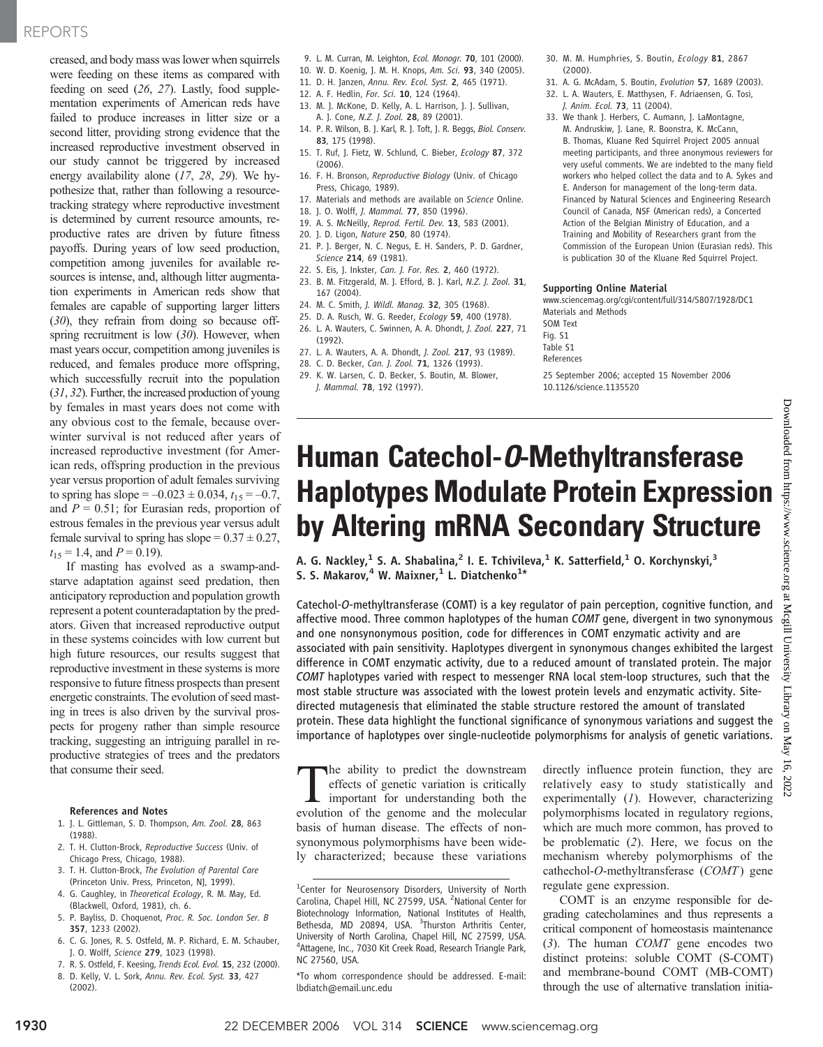creased, and body mass was lower when squirrels were feeding on these items as compared with feeding on seed (*26*, *27*). Lastly, food supplementation experiments of American reds have failed to produce increases in litter size or a second litter, providing strong evidence that the increased reproductive investment observed in our study cannot be triggered by increased energy availability alone (*17*, *28*, *29*). We hypothesize that, rather than following a resource-tracking strategy where reproductive investment is determined by current resource amounts, reproductive rates are driven by future fitness payoffs. During years of low seed production, competition among juveniles for available resources is intense, and, although litter augmentation experiments in American reds show that females are capable of supporting larger litters (*30*), they refrain from doing so because offspring recruitment is low (*30*). However, when mast years occur, competition among juveniles is reduced, and females produce more offspring, which successfully recruit into the population (*31*, *32*). Further, the increased production of young by females in mast years does not come with any obvious cost to the female, because overwinter survival is not reduced after years of increased reproductive investment (for American reds, offspring production in the previous year versus proportion of adult females surviving to spring has slope = –0.023 ± 0.034, $t_{15}$ = –0.7, and $P$ = 0.51; for Eurasian reds, proportion of estrous females in the previous year versus adult female survival to spring has slope = 0.37 ± 0.27, $t_{15}$ = 1.4, and $P$ = 0.19).

If masting has evolved as a swamp-and-starve adaptation against seed predation, then anticipatory reproduction and population growth represent a potent counteradaptation by the predators. Given that increased reproductive output in these systems coincides with low current but high future resources, our results suggest that reproductive investment in these systems is more responsive to future fitness prospects than present energetic constraints. The evolution of seed masting in trees is also driven by the survival prospects for progeny rather than simple resource tracking, suggesting an intriguing parallel in reproductive strategies of trees and the predators that consume their seed.

**References and Notes**

1. J. L. Gittleman, S. D. Thompson, *Am. Zool.* **28**, 863 (1988).
2. T. H. Clutton-Brock, *Reproductive Success* (Univ. of Chicago Press, Chicago, 1988).
3. T. H. Clutton-Brock, *The Evolution of Parental Care* (Princeton Univ. Press, Princeton, NJ, 1999).
4. G. Caughley, in *Theoretical Ecology*, R. M. May, Ed. (Blackwell, Oxford, 1981), ch. 6.
5. P. Bayliss, D. Choquenot, *Proc. R. Soc. London Ser. B* **357**, 1233 (2002).
6. C. G. Jones, R. S. Ostfeld, M. P. Richard, E. M. Schauber, J. O. Wolff, *Science* **279**, 1023 (1998).
7. R. S. Ostfeld, F. Keesing, *Trends Ecol. Evol.* **15**, 232 (2000).
8. D. Kelly, V. L. Sork, *Annu. Rev. Ecol. Syst.* **33**, 427 (2002).
9. L. M. Curran, M. Leighton, *Ecol. Monogr.* **70**, 101 (2000).
10. W. D. Koenig, J. M. H. Knops, *Am. Sci.* **93**, 340 (2005).
11. D. H. Janzen, *Annu. Rev. Ecol. Syst.* **2**, 465 (1971).
12. A. F. Hedlin, *For. Sci.* **10**, 124 (1964).
13. M. J. McKone, D. Kelly, A. L. Harrison, J. J. Sullivan, A. J. Cone, *N.Z. J. Zool.* **28**, 89 (2001).
14. P. R. Wilson, B. J. Karl, R. J. Toft, J. R. Beggs, *Biol. Conserv.* **83**, 175 (1998).
15. T. Ruf, J. Fietz, W. Schlund, C. Bieber, *Ecology* **87**, 372 (2006).
16. F. H. Bronson, *Reproductive Biology* (Univ. of Chicago Press, Chicago, 1989).
17. Materials and methods are available on *Science* Online.
18. J. O. Wolff, *J. Mammal.* **77**, 850 (1996).
19. A. S. McNeilly, *Reprod. Fertil. Dev.* **13**, 583 (2001).
20. J. D. Ligon, *Nature* **250**, 80 (1974).
21. P. J. Berger, N. C. Negus, E. H. Sanders, P. D. Gardner, *Science* **214**, 69 (1981).
22. S. Eis, J. Inkster, *Can. J. For. Res.* **2**, 460 (1972).
23. B. M. Fitzgerald, M. J. Efford, B. J. Karl, *N.Z. J. Zool.* **31**, 167 (2004).
24. M. C. Smith, *J. Wildl. Manag.* **32**, 305 (1968).
25. D. A. Rusch, W. G. Reeder, *Ecology* **59**, 400 (1978).
26. L. A. Wauters, C. Swinnen, A. A. Dhondt, *J. Zool.* **227**, 71 (1992).
27. L. A. Wauters, A. A. Dhondt, *J. Zool.* **217**, 93 (1989).
28. C. D. Becker, *Can. J. Zool.* **71**, 1326 (1993).
29. K. W. Larsen, C. D. Becker, S. Boutin, M. Blower, *J. Mammal.* **78**, 192 (1997).
30. M. M. Humphries, S. Boutin, *Ecology* **81**, 2867 (2000).
31. A. G. McAdam, S. Boutin, *Evolution* **57**, 1689 (2003).
32. L. A. Wauters, E. Matthysen, F. Adriaensen, G. Tosi, *J. Anim. Ecol.* **73**, 11 (2004).
33. We thank J. Herbers, C. Aumann, J. LaMontagne, M. Andruskiw, J. Lane, R. Boonstra, K. McCann, B. Thomas, Kluane Red Squirrel Project 2005 annual meeting participants, and three anonymous reviewers for very useful comments. We are indebted to the many field workers who helped collect the data and to A. Sykes and E. Anderson for management of the long-term data. Financed by Natural Sciences and Engineering Research Council of Canada, NSF (American reds), a Concerted Action of the Belgian Ministry of Education, and a Training and Mobility of Researchers grant from the Commission of the European Union (Eurasian reds). This is publication 30 of the Kluane Red Squirrel Project.

**Supporting Online Material**

www.sciencemag.org/cgi/content/full/314/5807/1928/DC1
Materials and Methods
SOM Text
Fig. S1
Table S1
References

25 September 2006; accepted 15 November 2006
10.1126/science.1135520

# Human Catechol-*O*-Methyltransferase Haplotypes Modulate Protein Expression by Altering mRNA Secondary Structure

**A. G. Nackley,[1] S. A. Shabalina,[2] I. E. Tchivileva,[1] K. Satterfield,[1] O. Korchynskyi,[3] S. S. Makarov,[4] W. Maixner,[1] L. Diatchenko[1]***

Catechol-*O*-methyltransferase (COMT) is a key regulator of pain perception, cognitive function, and affective mood. Three common haplotypes of the human *COMT* gene, divergent in two synonymous and one nonsynonymous position, code for differences in COMT enzymatic activity and are associated with pain sensitivity. Haplotypes divergent in synonymous changes exhibited the largest difference in COMT enzymatic activity, due to a reduced amount of translated protein. The major *COMT* haplotypes varied with respect to messenger RNA local stem-loop structures, such that the most stable structure was associated with the lowest protein levels and enzymatic activity. Site-directed mutagenesis that eliminated the stable structure restored the amount of translated protein. These data highlight the functional significance of synonymous variations and suggest the importance of haplotypes over single-nucleotide polymorphisms for analysis of genetic variations.

The ability to predict the downstream effects of genetic variation is critically important for understanding both the evolution of the genome and the molecular basis of human disease. The effects of nonsynonymous polymorphisms have been widely characterized; because these variations directly influence protein function, they are relatively easy to study statistically and experimentally (*1*). However, characterizing polymorphisms located in regulatory regions, which are much more common, has proved to be problematic (*2*). Here, we focus on the mechanism whereby polymorphisms of the cathechol-*O*-methyltransferase (*COMT*) gene regulate gene expression.

COMT is an enzyme responsible for degrading catecholamines and thus represents a critical component of homeostasis maintenance (*3*). The human *COMT* gene encodes two distinct proteins: soluble COMT (S-COMT) and membrane-bound COMT (MB-COMT) through the use of alternative translation initia-

[1]Center for Neurosensory Disorders, University of North Carolina, Chapel Hill, NC 27599, USA. [2]National Center for Biotechnology Information, National Institutes of Health, Bethesda, MD 20894, USA. [3]Thurston Arthritis Center, University of North Carolina, Chapel Hill, NC 27599, USA. [4]Attagene, Inc., 7030 Kit Creek Road, Research Triangle Park, NC 27560, USA.

*To whom correspondence should be addressed. E-mail: lbdiatch@email.unc.edu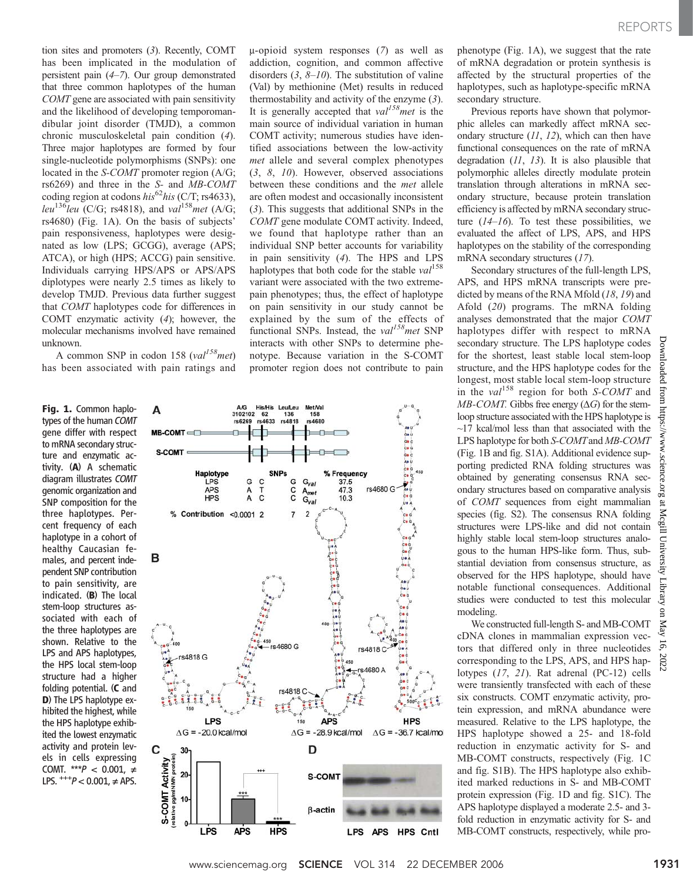tion sites and promoters (3). Recently, COMT has been implicated in the modulation of persistent pain (4–7). Our group demonstrated that three common haplotypes of the human *COMT* gene are associated with pain sensitivity and the likelihood of developing temporomandibular joint disorder (TMJD), a common chronic musculoskeletal pain condition (4). Three major haplotypes are formed by four single-nucleotide polymorphisms (SNPs): one located in the *S-COMT* promoter region (A/G; rs6269) and three in the *S-* and *MB-COMT* coding region at codons $his^{62}his$ (C/T; rs4633), $leu^{136}leu$ (C/G; rs4818), and $val^{158}met$ (A/G; rs4680) (Fig. 1A). On the basis of subjects' pain responsiveness, haplotypes were designated as low (LPS; GCGG), average (APS; ATCA), or high (HPS; ACCG) pain sensitive. Individuals carrying HPS/APS or APS/APS diplotypes were nearly 2.5 times as likely to develop TMJD. Previous data further suggest that *COMT* haplotypes code for differences in COMT enzymatic activity (4); however, the molecular mechanisms involved have remained unknown.

A common SNP in codon 158 ($val^{158}met$) has been associated with pain ratings and μ-opioid system responses (7) as well as addiction, cognition, and common affective disorders (3, 8–10). The substitution of valine (Val) by methionine (Met) results in reduced thermostability and activity of the enzyme (3). It is generally accepted that $val^{158}met$ is the main source of individual variation in human COMT activity; numerous studies have identified associations between the low-activity *met* allele and several complex phenotypes (3, 8, 10). However, observed associations between these conditions and the *met* allele are often modest and occasionally inconsistent (3). This suggests that additional SNPs in the *COMT* gene modulate COMT activity. Indeed, we found that haplotype rather than an individual SNP better accounts for variability in pain sensitivity (4). The HPS and LPS haplotypes that both code for the stable $val^{158}$ variant were associated with the two extreme-pain phenotypes; thus, the effect of haplotype on pain sensitivity in our study cannot be explained by the sum of the effects of functional SNPs. Instead, the $val^{158}met$ SNP interacts with other SNPs to determine phenotype. Because variation in the S-COMT promoter region does not contribute to pain phenotype (Fig. 1A), we suggest that the rate of mRNA degradation or protein synthesis is affected by the structural properties of the haplotypes, such as haplotype-specific mRNA secondary structure.

Previous reports have shown that polymorphic alleles can markedly affect mRNA secondary structure (11, 12), which can then have functional consequences on the rate of mRNA degradation (11, 13). It is also plausible that polymorphic alleles directly modulate protein translation through alterations in mRNA secondary structure, because protein translation efficiency is affected by mRNA secondary structure (14–16). To test these possibilities, we evaluated the affect of LPS, APS, and HPS haplotypes on the stability of the corresponding mRNA secondary structures (17).

Secondary structures of the full-length LPS, APS, and HPS mRNA transcripts were predicted by means of the RNA Mfold (18, 19) and Afold (20) programs. The mRNA folding analyses demonstrated that the major *COMT* haplotypes differ with respect to mRNA secondary structure. The LPS haplotype codes for the shortest, least stable local stem-loop structure, and the HPS haplotype codes for the longest, most stable local stem-loop structure in the $val^{158}$ region for both *S-COMT* and *MB-COMT.* Gibbs free energy (Δ*G*) for the stem-loop structure associated with the HPS haplotype is ~17 kcal/mol less than that associated with the LPS haplotype for both *S-COMT* and *MB-COMT* (Fig. 1B and fig. S1A). Additional evidence supporting predicted RNA folding structures was obtained by generating consensus RNA secondary structures based on comparative analysis of *COMT* sequences from eight mammalian species (fig. S2). The consensus RNA folding structures were LPS-like and did not contain highly stable local stem-loop structures analogous to the human HPS-like form. Thus, substantial deviation from consensus structure, as observed for the HPS haplotype, should have notable functional consequences. Additional studies were conducted to test this molecular modeling.

We constructed full-length S- and MB-COMT cDNA clones in mammalian expression vectors that differed only in three nucleotides corresponding to the LPS, APS, and HPS haplotypes (17, 21). Rat adrenal (PC-12) cells were transiently transfected with each of these six constructs. COMT enzymatic activity, protein expression, and mRNA abundance were measured. Relative to the LPS haplotype, the HPS haplotype showed a 25- and 18-fold reduction in enzymatic activity for S- and MB-COMT constructs, respectively (Fig. 1C and fig. S1B). The HPS haplotype also exhibited marked reductions in S- and MB-COMT protein expression (Fig. 1D and fig. S1C). The APS haplotype displayed a moderate 2.5- and 3-fold reduction in enzymatic activity for S- and MB-COMT constructs, respectively, while pro-

**Fig. 1.** Common haplotypes of the human *COMT* gene differ with respect to mRNA secondary structure and enzymatic activity. (**A**) A schematic diagram illustrates *COMT* genomic organization and SNP composition for the three haplotypes. Percent frequency of each haplotype in a cohort of healthy Caucasian females, and percent independent SNP contribution to pain sensitivity, are indicated. (**B**) The local stem-loop structures associated with each of the three haplotypes are shown. Relative to the LPS and APS haplotypes, the HPS local stem-loop structure had a higher folding potential. (**C** and **D**) The LPS haplotype exhibited the highest, while the HPS haplotype exhibited the lowest enzymatic activity and protein levels in cells expressing COMT. ***$P < 0.001$, ≠ LPS. +++$P < 0.001$, ≠ APS.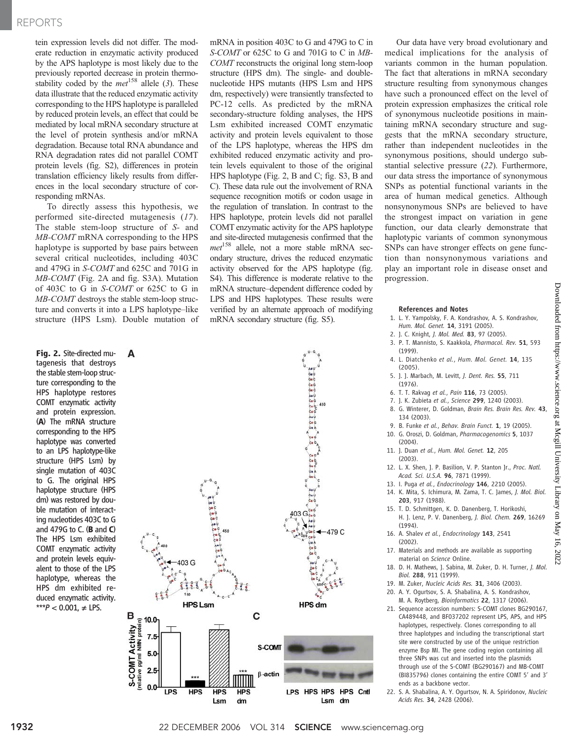tein expression levels did not differ. The moderate reduction in enzymatic activity produced by the APS haplotype is most likely due to the previously reported decrease in protein thermostability coded by the *met*[158] allele (3). These data illustrate that the reduced enzymatic activity corresponding to the HPS haplotype is paralleled by reduced protein levels, an effect that could be mediated by local mRNA secondary structure at the level of protein synthesis and/or mRNA degradation. Because total RNA abundance and RNA degradation rates did not parallel COMT protein levels (fig. S2), differences in protein translation efficiency likely results from differences in the local secondary structure of corresponding mRNAs.

To directly assess this hypothesis, we performed site-directed mutagenesis (17). The stable stem-loop structure of *S-* and *MB-COMT* mRNA corresponding to the HPS haplotype is supported by base pairs between several critical nucleotides, including 403C and 479G in *S-COMT* and 625C and 701G in *MB-COMT* (Fig. 2A and fig. S3A). Mutation of 403C to G in *S-COMT* or 625C to G in *MB-COMT* destroys the stable stem-loop structure and converts it into a LPS haplotype–like structure (HPS Lsm). Double mutation of mRNA in position 403C to G and 479G to C in *S-COMT* or 625C to G and 701G to C in *MB-COMT* reconstructs the original long stem-loop structure (HPS dm). The single- and double-nucleotide HPS mutants (HPS Lsm and HPS dm, respectively) were transiently transfected to PC-12 cells. As predicted by the mRNA secondary-structure folding analyses, the HPS Lsm exhibited increased COMT enzymatic activity and protein levels equivalent to those of the LPS haplotype, whereas the HPS dm exhibited reduced enzymatic activity and protein levels equivalent to those of the original HPS haplotype (Fig. 2, B and C; fig. S3, B and C). These data rule out the involvement of RNA sequence recognition motifs or codon usage in the regulation of translation. In contrast to the HPS haplotype, protein levels did not parallel COMT enzymatic activity for the APS haplotype and site-directed mutagenesis confirmed that the *met*[158] allele, not a more stable mRNA secondary structure, drives the reduced enzymatic activity observed for the APS haplotype (fig. S4). This difference is moderate relative to the mRNA structure–dependent difference coded by LPS and HPS haplotypes. These results were verified by an alternate approach of modifying mRNA secondary structure (fig. S5).

Our data have very broad evolutionary and medical implications for the analysis of variants common in the human population. The fact that alterations in mRNA secondary structure resulting from synonymous changes have such a pronounced effect on the level of protein expression emphasizes the critical role of synonymous nucleotide positions in maintaining mRNA secondary structure and suggests that the mRNA secondary structure, rather than independent nucleotides in the synonymous positions, should undergo substantial selective pressure (22). Furthermore, our data stress the importance of synonymous SNPs as potential functional variants in the area of human medical genetics. Although nonsynonymous SNPs are believed to have the strongest impact on variation in gene function, our data clearly demonstrate that haplotypic variants of common synonymous SNPs can have stronger effects on gene function than nonsynonymous variations and play an important role in disease onset and progression.

**Fig. 2.** Site-directed mutagenesis that destroys the stable stem-loop structure corresponding to the HPS haplotype restores COMT enzymatic activity and protein expression. (**A**) The mRNA structure corresponding to the HPS haplotype was converted to an LPS haplotype-like structure (HPS Lsm) by single mutation of 403C to G. The original HPS haplotype structure (HPS dm) was restored by double mutation of interacting nucleotides 403C to G and 479G to C. (**B** and **C**) The HPS Lsm exhibited COMT enzymatic activity and protein levels equivalent to those of the LPS haplotype, whereas the HPS dm exhibited reduced enzymatic activity. ***$P < 0.001$, ≠ LPS.

### References and Notes

1. L. Y. Yampolsky, F. A. Kondrashov, A. S. Kondrashov, *Hum. Mol. Genet.* **14**, 3191 (2005).
2. J. C. Knight, *J. Mol. Med.* **83**, 97 (2005).
3. P. T. Mannisto, S. Kaakkola, *Pharmacol. Rev.* **51**, 593 (1999).
4. L. Diatchenko *et al.*, *Hum. Mol. Genet.* **14**, 135 (2005).
5. J. J. Marbach, M. Levitt, *J. Dent. Res.* **55**, 711 (1976).
6. T. T. Rakvag *et al.*, *Pain* **116**, 73 (2005).
7. J. K. Zubieta *et al.*, *Science* **299**, 1240 (2003).
8. G. Winterer, D. Goldman, *Brain Res. Brain Res. Rev.* **43**, 134 (2003).
9. B. Funke *et al.*, *Behav. Brain Funct.* **1**, 19 (2005).
10. G. Oroszi, D. Goldman, *Pharmacogenomics* **5**, 1037 (2004).
11. J. Duan *et al.*, *Hum. Mol. Genet.* **12**, 205 (2003).
12. L. X. Shen, J. P. Basilion, V. P. Stanton Jr., *Proc. Natl. Acad. Sci. U.S.A.* **96**, 7871 (1999).
13. I. Puga *et al.*, *Endocrinology* **146**, 2210 (2005).
14. K. Mita, S. Ichimura, M. Zama, T. C. James, *J. Mol. Biol.* **203**, 917 (1988).
15. T. D. Schmittgen, K. D. Danenberg, T. Horikoshi, H. J. Lenz, P. V. Danenberg, *J. Biol. Chem.* **269**, 16269 (1994).
16. A. Shalev *et al.*, *Endocrinology* **143**, 2541 (2002).
17. Materials and methods are available as supporting material on *Science* Online.
18. D. H. Mathews, J. Sabina, M. Zuker, D. H. Turner, *J. Mol. Biol.* **288**, 911 (1999).
19. M. Zuker, *Nucleic Acids Res.* **31**, 3406 (2003).
20. A. Y. Ogurtsov, S. A. Shabalina, A. S. Kondrashov, M. A. Roytberg, *Bioinformatics* **22**, 1317 (2006).
21. Sequence accession numbers: S-COMT clones BG290167, CA489448, and BF037202 represent LPS, APS, and HPS haplotypes, respectively. Clones corresponding to all three haplotypes and including the transcriptional start site were constructed by use of the unique restriction enzyme Bsp MI. The gene coding region containing all three SNPs was cut and inserted into the plasmids through use of the S-COMT (BG290167) and MB-COMT (BI835796) clones containing the entire COMT 5′ and 3′ ends as a backbone vector.
22. S. A. Shabalina, A. Y. Ogurtsov, N. A. Spiridonov, *Nucleic Acids Res.* **34**, 2428 (2006).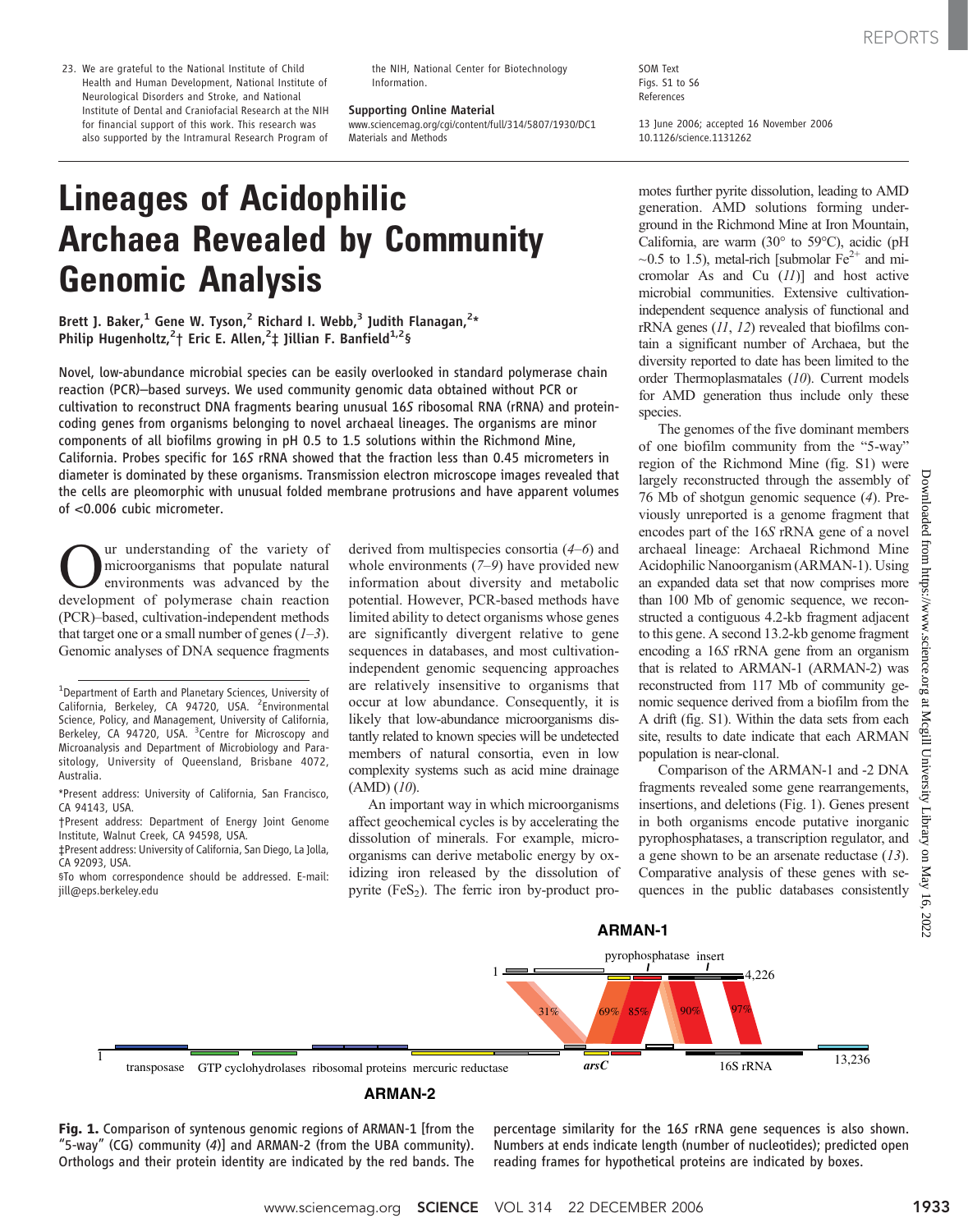23. We are grateful to the National Institute of Child Health and Human Development, National Institute of Neurological Disorders and Stroke, and National Institute of Dental and Craniofacial Research at the NIH for financial support of this work. This research was also supported by the Intramural Research Program of the NIH, National Center for Biotechnology Information.

**Supporting Online Material**
www.sciencemag.org/cgi/content/full/314/5807/1930/DC1
Materials and Methods
SOM Text
Figs. S1 to S6
References

13 June 2006; accepted 16 November 2006
10.1126/science.1131262

# Lineages of Acidophilic Archaea Revealed by Community Genomic Analysis

**Brett J. Baker,[1] Gene W. Tyson,[2] Richard I. Webb,[3] Judith Flanagan,[2]* Philip Hugenholtz,[2]† Eric E. Allen,[2]‡ Jillian F. Banfield[1,2]§**

Novel, low-abundance microbial species can be easily overlooked in standard polymerase chain reaction (PCR)–based surveys. We used community genomic data obtained without PCR or cultivation to reconstruct DNA fragments bearing unusual 16*S* ribosomal RNA (rRNA) and protein-coding genes from organisms belonging to novel archaeal lineages. The organisms are minor components of all biofilms growing in pH 0.5 to 1.5 solutions within the Richmond Mine, California. Probes specific for 16*S* rRNA showed that the fraction less than 0.45 micrometers in diameter is dominated by these organisms. Transmission electron microscope images revealed that the cells are pleomorphic with unusual folded membrane protrusions and have apparent volumes of <0.006 cubic micrometer.

Our understanding of the variety of microorganisms that populate natural environments was advanced by the development of polymerase chain reaction (PCR)–based, cultivation-independent methods that target one or a small number of genes (*1*–*3*). Genomic analyses of DNA sequence fragments derived from multispecies consortia (*4*–*6*) and whole environments (*7*–*9*) have provided new information about diversity and metabolic potential. However, PCR-based methods have limited ability to detect organisms whose genes are significantly divergent relative to gene sequences in databases, and most cultivation-independent genomic sequencing approaches are relatively insensitive to organisms that occur at low abundance. Consequently, it is likely that low-abundance microorganisms distantly related to known species will be undetected members of natural consortia, even in low complexity systems such as acid mine drainage (AMD) (*10*).

An important way in which microorganisms affect geochemical cycles is by accelerating the dissolution of minerals. For example, microorganisms can derive metabolic energy by oxidizing iron released by the dissolution of pyrite ($FeS_2$). The ferric iron by-product promotes further pyrite dissolution, leading to AMD generation. AMD solutions forming underground in the Richmond Mine at Iron Mountain, California, are warm (30° to 59°C), acidic (pH ~0.5 to 1.5), metal-rich [submolar $Fe^{2+}$ and micromolar As and Cu (*11*)] and host active microbial communities. Extensive cultivation-independent sequence analysis of functional and rRNA genes (*11*, *12*) revealed that biofilms contain a significant number of Archaea, but the diversity reported to date has been limited to the order Thermoplasmatales (*10*). Current models for AMD generation thus include only these species.

The genomes of the five dominant members of one biofilm community from the "5-way" region of the Richmond Mine (fig. S1) were largely reconstructed through the assembly of 76 Mb of shotgun genomic sequence (*4*). Previously unreported is a genome fragment that encodes part of the 16*S* rRNA gene of a novel archaeal lineage: Archaeal Richmond Mine Acidophilic Nanoorganism (ARMAN-1). Using an expanded data set that now comprises more than 100 Mb of genomic sequence, we reconstructed a contiguous 4.2-kb fragment adjacent to this gene. A second 13.2-kb genome fragment encoding a 16*S* rRNA gene from an organism that is related to ARMAN-1 (ARMAN-2) was reconstructed from 117 Mb of community genomic sequence derived from a biofilm from the A drift (fig. S1). Within the data sets from each site, results to date indicate that each ARMAN population is near-clonal.

Comparison of the ARMAN-1 and -2 DNA fragments revealed some gene rearrangements, insertions, and deletions (Fig. 1). Genes present in both organisms encode putative inorganic pyrophosphatases, a transcription regulator, and a gene shown to be an arsenate reductase (*13*). Comparative analysis of these genes with sequences in the public databases consistently

[1]Department of Earth and Planetary Sciences, University of California, Berkeley, CA 94720, USA. [2]Environmental Science, Policy, and Management, University of California, Berkeley, CA 94720, USA. [3]Centre for Microscopy and Microanalysis and Department of Microbiology and Parasitology, University of Queensland, Brisbane 4072, Australia.

*Present address: University of California, San Francisco, CA 94143, USA.
†Present address: Department of Energy Joint Genome Institute, Walnut Creek, CA 94598, USA.
‡Present address: University of California, San Diego, La Jolla, CA 92093, USA.
§To whom correspondence should be addressed. E-mail: jill@eps.berkeley.edu

**Fig. 1.** Comparison of syntenous genomic regions of ARMAN-1 [from the "5-way" (CG) community (*4*)] and ARMAN-2 (from the UBA community). Orthologs and their protein identity are indicated by the red bands. The percentage similarity for the 16*S* rRNA gene sequences is also shown. Numbers at ends indicate length (number of nucleotides); predicted open reading frames for hypothetical proteins are indicated by boxes.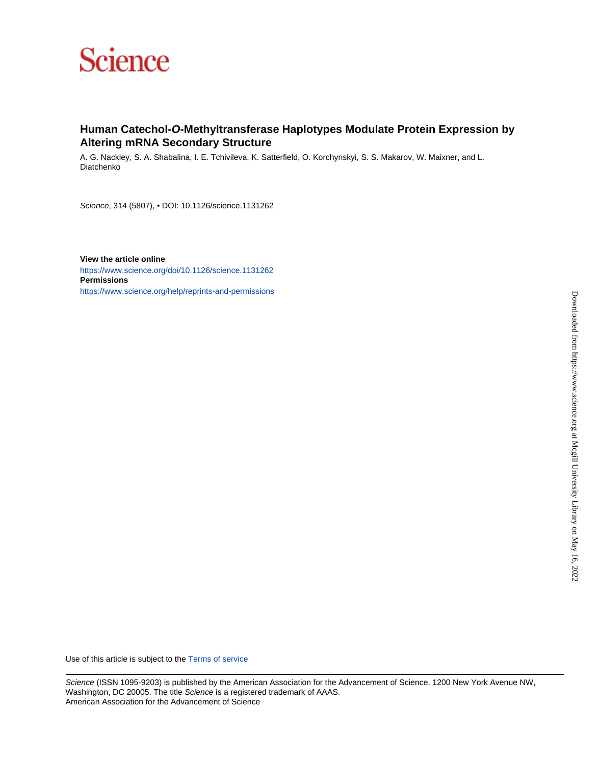# Science

## Human Catechol-*O*-Methyltransferase Haplotypes Modulate Protein Expression by Altering mRNA Secondary Structure

A. G. Nackley, S. A. Shabalina, I. E. Tchivileva, K. Satterfield, O. Korchynskyi, S. S. Makarov, W. Maixner, and L. Diatchenko

*Science*, 314 (5807), • DOI: 10.1126/science.1131262

**View the article online**
https://www.science.org/doi/10.1126/science.1131262

**Permissions**
https://www.science.org/help/reprints-and-permissions

Use of this article is subject to the Terms of service

*Science* (ISSN 1095-9203) is published by the American Association for the Advancement of Science. 1200 New York Avenue NW, Washington, DC 20005. The title *Science* is a registered trademark of AAAS.
American Association for the Advancement of Science